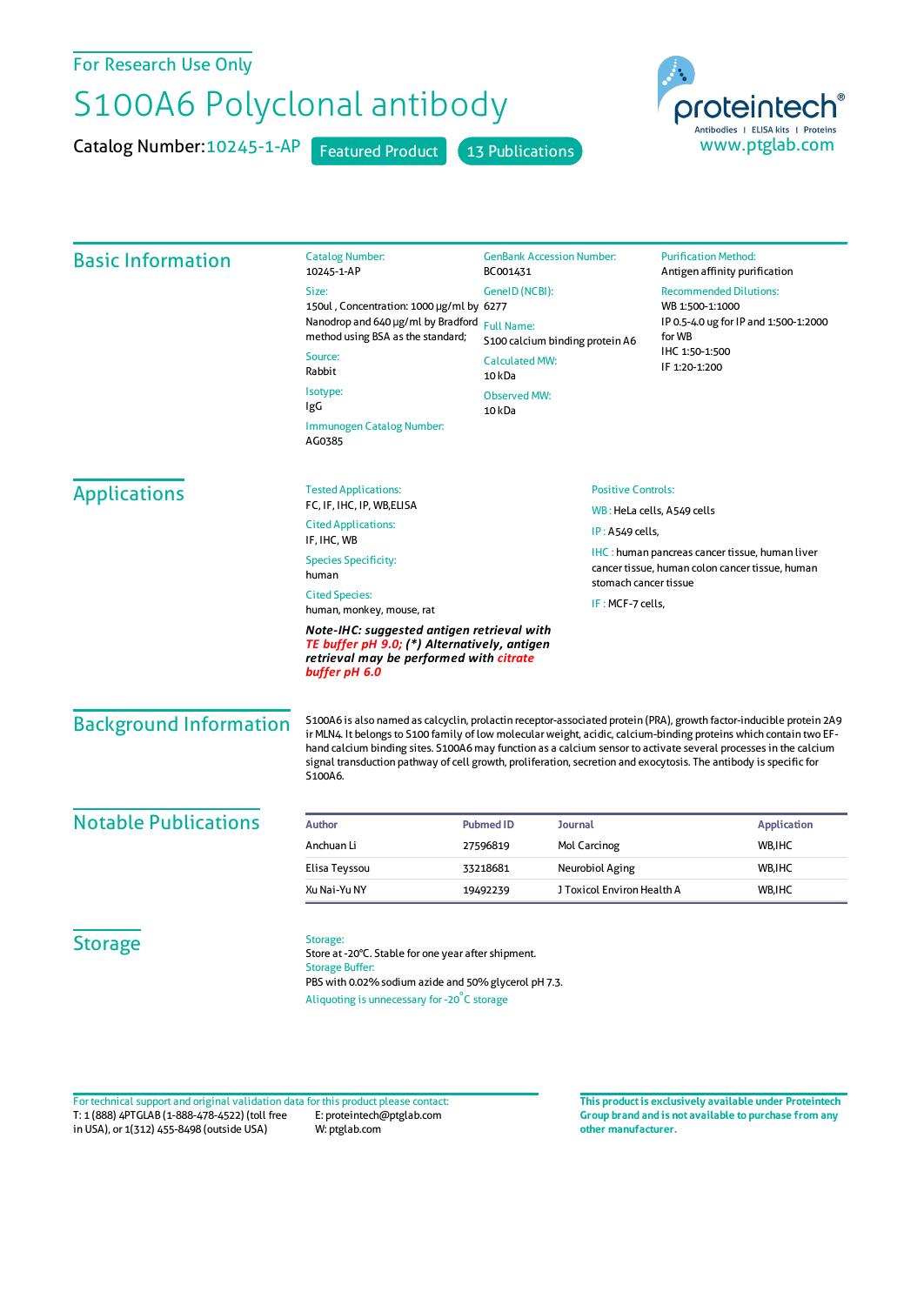For Research Use Only

# S100A6 Polyclonal antibody

Catalog Number: 10245-1-AP    Featured Product    13 Publications

proteintech® Antibodies | ELISA kits | Proteins
www.ptglab.com

## Basic Information

**Catalog Number:**
10245-1-AP

**Size:**
150ul , Concentration: 1000 μg/ml by Nanodrop and 640 μg/ml by Bradford method using BSA as the standard;

**Source:**
Rabbit

**Isotype:**
IgG

**Immunogen Catalog Number:**
AG0385

**GenBank Accession Number:**
BC001431

**GeneID (NCBI):**
6277

**Full Name:**
S100 calcium binding protein A6

**Calculated MW:**
10 kDa

**Observed MW:**
10 kDa

**Purification Method:**
Antigen affinity purification

**Recommended Dilutions:**
WB 1:500-1:1000
IP 0.5-4.0 ug for IP and 1:500-1:2000 for WB
IHC 1:50-1:500
IF 1:20-1:200

## Applications

**Tested Applications:**
FC, IF, IHC, IP, WB,ELISA

**Cited Applications:**
IF, IHC, WB

**Species Specificity:**
human

**Cited Species:**
human, monkey, mouse, rat

***Note-IHC: suggested antigen retrieval with TE buffer pH 9.0; (\*) Alternatively, antigen retrieval may be performed with citrate buffer pH 6.0***

**Positive Controls:**

WB : HeLa cells, A549 cells

IP : A549 cells,

IHC : human pancreas cancer tissue, human liver cancer tissue, human colon cancer tissue, human stomach cancer tissue

IF : MCF-7 cells,

## Background Information

S100A6 is also named as calcyclin, prolactin receptor-associated protein (PRA), growth factor-inducible protein 2A9 ir MLN4. It belongs to S100 family of low molecular weight, acidic, calcium-binding proteins which contain two EF-hand calcium binding sites. S100A6 may function as a calcium sensor to activate several processes in the calcium signal transduction pathway of cell growth, proliferation, secretion and exocytosis. The antibody is specific for S100A6.

## Notable Publications

| Author | Pubmed ID | Journal | Application |
|---|---|---|---|
| Anchuan Li | 27596819 | Mol Carcinog | WB,IHC |
| Elisa Teyssou | 33218681 | Neurobiol Aging | WB,IHC |
| Xu Nai-Yu NY | 19492239 | J Toxicol Environ Health A | WB,IHC |

## Storage

**Storage:**
Store at -20°C. Stable for one year after shipment.

**Storage Buffer:**
PBS with 0.02% sodium azide and 50% glycerol pH 7.3.

Aliquoting is unnecessary for -20°C storage

For technical support and original validation data for this product please contact:
T: 1 (888) 4PTGLAB (1-888-478-4522) (toll free in USA), or 1(312) 455-8498 (outside USA)
E: proteintech@ptglab.com
W: ptglab.com

**This product is exclusively available under Proteintech Group brand and is not available to purchase from any other manufacturer.**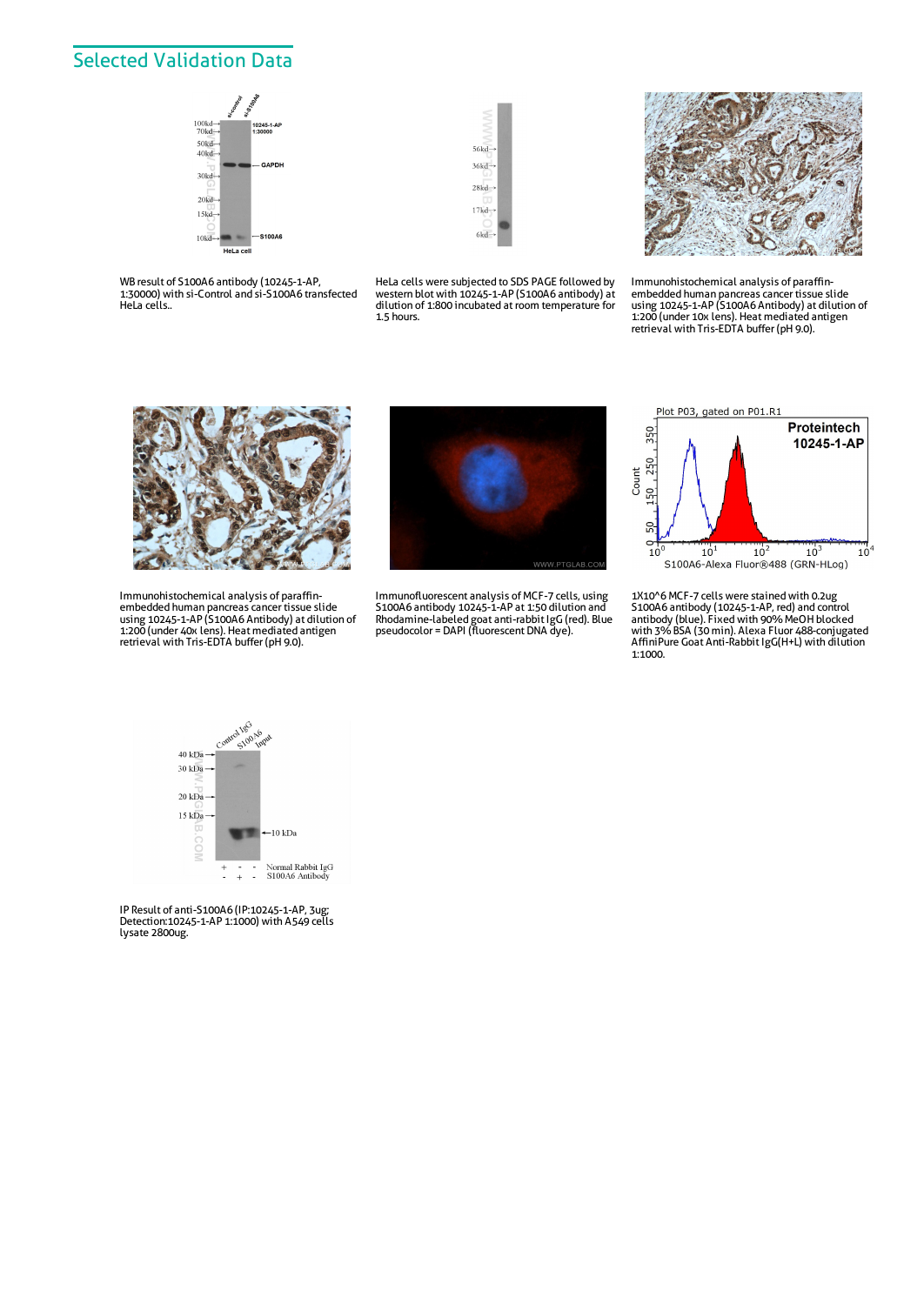## Selected Validation Data

100kd→
70kd→
50kd→
40kd→
30kd→
20kd→
15kd→
10kd→
si-control
si-S100A6
10245-1-AP
1:30000
GAPDH
S100A6
HeLa cell

WB result of S100A6 antibody (10245-1-AP, 1:30000) with si-Control and si-S100A6 transfected HeLa cells..

56kd→
36kd→
28kd→
17kd→
6kd→

HeLa cells were subjected to SDS PAGE followed by western blot with 10245-1-AP (S100A6 antibody) at dilution of 1:800 incubated at room temperature for 1.5 hours.

Immunohistochemical analysis of paraffin-embedded human pancreas cancer tissue slide using 10245-1-AP (S100A6 Antibody) at dilution of 1:200 (under 10x lens). Heat mediated antigen retrieval with Tris-EDTA buffer (pH 9.0).

Immunohistochemical analysis of paraffin-embedded human pancreas cancer tissue slide using 10245-1-AP (S100A6 Antibody) at dilution of 1:200 (under 40x lens). Heat mediated antigen retrieval with Tris-EDTA buffer (pH 9.0).

WWW.PTGLAB.COM

Immunofluorescent analysis of MCF-7 cells, using S100A6 antibody 10245-1-AP at 1:50 dilution and Rhodamine-labeled goat anti-rabbit IgG (red). Blue pseudocolor = DAPI (fluorescent DNA dye).

Plot P03, gated on P01.R1
Proteintech
10245-1-AP
Count
0
50
150
250
350
$10^0$
$10^1$
$10^2$
$10^3$
$10^4$
S100A6-Alexa Fluor®488 (GRN-HLog)

1X10^6 MCF-7 cells were stained with 0.2ug S100A6 antibody (10245-1-AP, red) and control antibody (blue). Fixed with 90% MeOH blocked with 3% BSA (30 min). Alexa Fluor 488-conjugated AffiniPure Goat Anti-Rabbit IgG(H+L) with dilution 1:1000.

Control IgG
S100A6
Input
40 kDa→
30 kDa→
20 kDa→
15 kDa→
←10 kDa
\+ - - Normal Rabbit IgG
\- + - S100A6 Antibody

IP Result of anti-S100A6 (IP:10245-1-AP, 3ug; Detection:10245-1-AP 1:1000) with A549 cells lysate 2800ug.